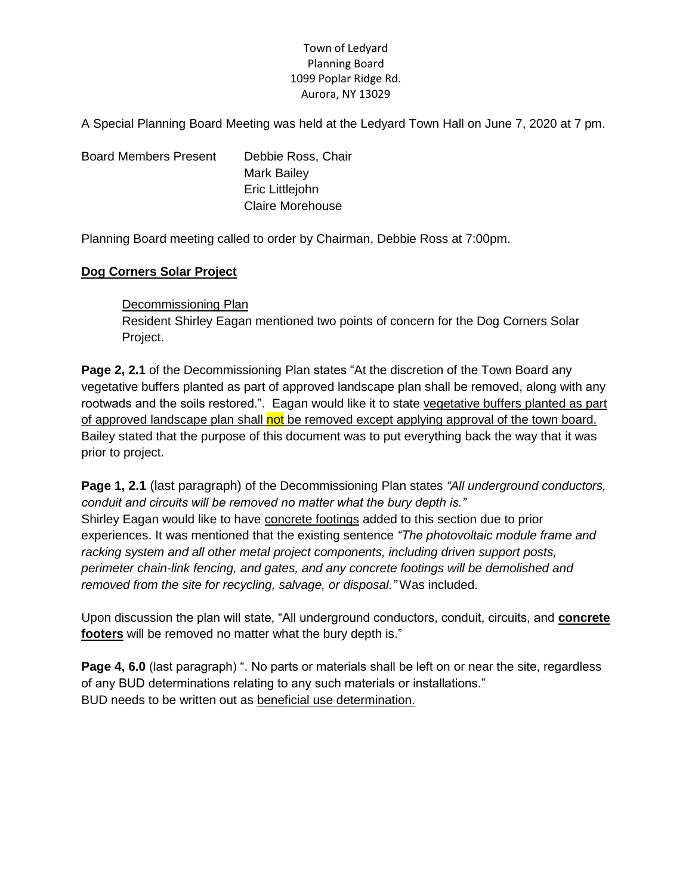Town of Ledyard
Planning Board
1099 Poplar Ridge Rd.
Aurora, NY 13029

A Special Planning Board Meeting was held at the Ledyard Town Hall on June 7, 2020 at 7 pm.

Board Members Present  Debbie Ross, Chair
Mark Bailey
Eric Littlejohn
Claire Morehouse

Planning Board meeting called to order by Chairman, Debbie Ross at 7:00pm.

**Dog Corners Solar Project**

Decommissioning Plan
Resident Shirley Eagan mentioned two points of concern for the Dog Corners Solar Project.

**Page 2, 2.1** of the Decommissioning Plan states "At the discretion of the Town Board any vegetative buffers planted as part of approved landscape plan shall be removed, along with any rootwads and the soils restored.". Eagan would like it to state vegetative buffers planted as part of approved landscape plan shall not be removed except applying approval of the town board. Bailey stated that the purpose of this document was to put everything back the way that it was prior to project.

**Page 1, 2.1** (last paragraph) of the Decommissioning Plan states *"All underground conductors, conduit and circuits will be removed no matter what the bury depth is."*
Shirley Eagan would like to have concrete footings added to this section due to prior experiences. It was mentioned that the existing sentence *"The photovoltaic module frame and racking system and all other metal project components, including driven support posts, perimeter chain-link fencing, and gates, and any concrete footings will be demolished and removed from the site for recycling, salvage, or disposal."* Was included.

Upon discussion the plan will state, "All underground conductors, conduit, circuits, and **concrete footers** will be removed no matter what the bury depth is."

**Page 4, 6.0** (last paragraph) ". No parts or materials shall be left on or near the site, regardless of any BUD determinations relating to any such materials or installations."
BUD needs to be written out as beneficial use determination.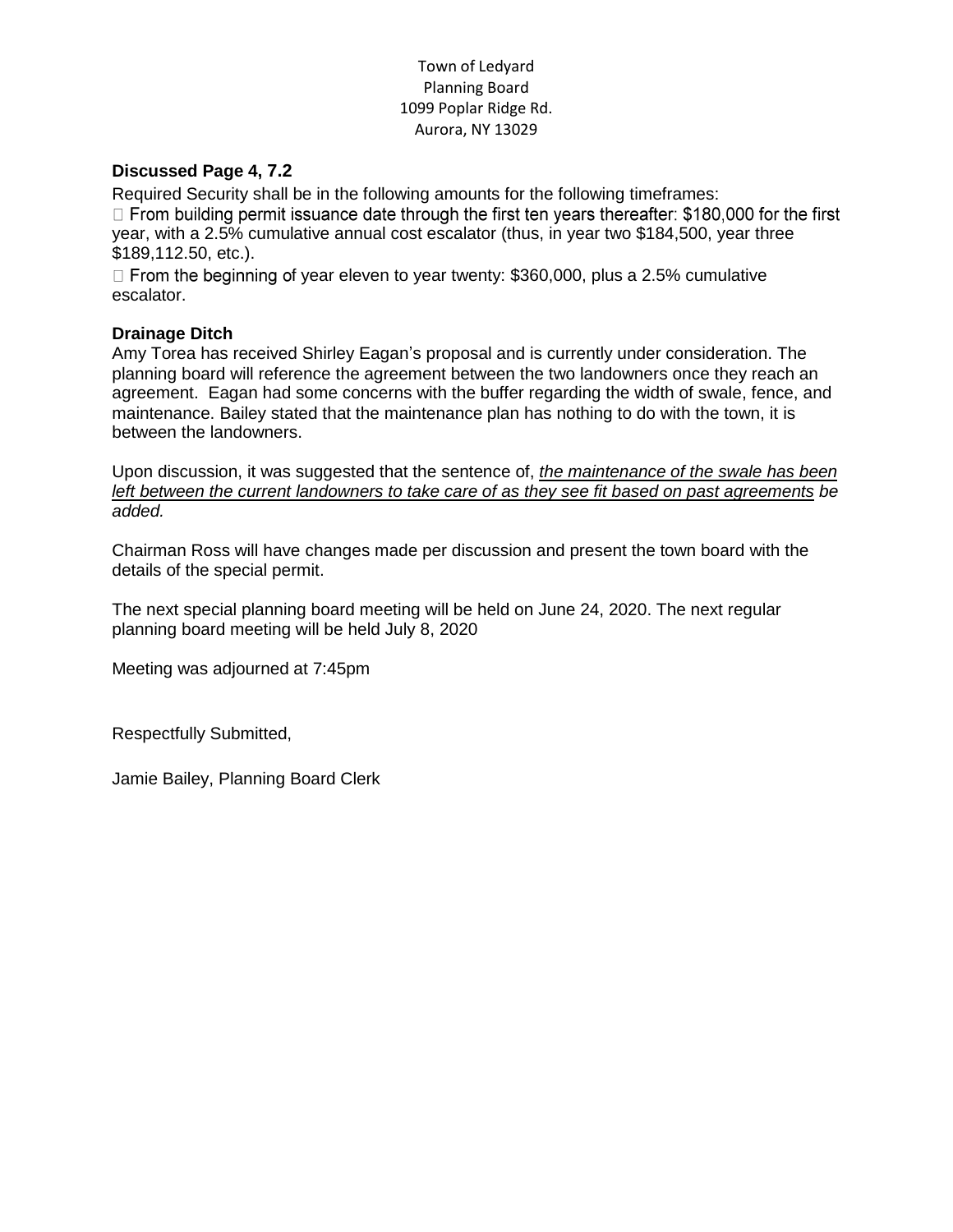Town of Ledyard
Planning Board
1099 Poplar Ridge Rd.
Aurora, NY 13029

**Discussed Page 4, 7.2**

Required Security shall be in the following amounts for the following timeframes:

- From building permit issuance date through the first ten years thereafter: $180,000 for the first year, with a 2.5% cumulative annual cost escalator (thus, in year two $184,500, year three $189,112.50, etc.).
- From the beginning of year eleven to year twenty: $360,000, plus a 2.5% cumulative escalator.

**Drainage Ditch**

Amy Torea has received Shirley Eagan's proposal and is currently under consideration. The planning board will reference the agreement between the two landowners once they reach an agreement. Eagan had some concerns with the buffer regarding the width of swale, fence, and maintenance. Bailey stated that the maintenance plan has nothing to do with the town, it is between the landowners.

Upon discussion, it was suggested that the sentence of, <u>*the maintenance of the swale has been left between the current landowners to take care of as they see fit based on past agreements*</u> *be added.*

Chairman Ross will have changes made per discussion and present the town board with the details of the special permit.

The next special planning board meeting will be held on June 24, 2020. The next regular planning board meeting will be held July 8, 2020

Meeting was adjourned at 7:45pm

Respectfully Submitted,

Jamie Bailey, Planning Board Clerk